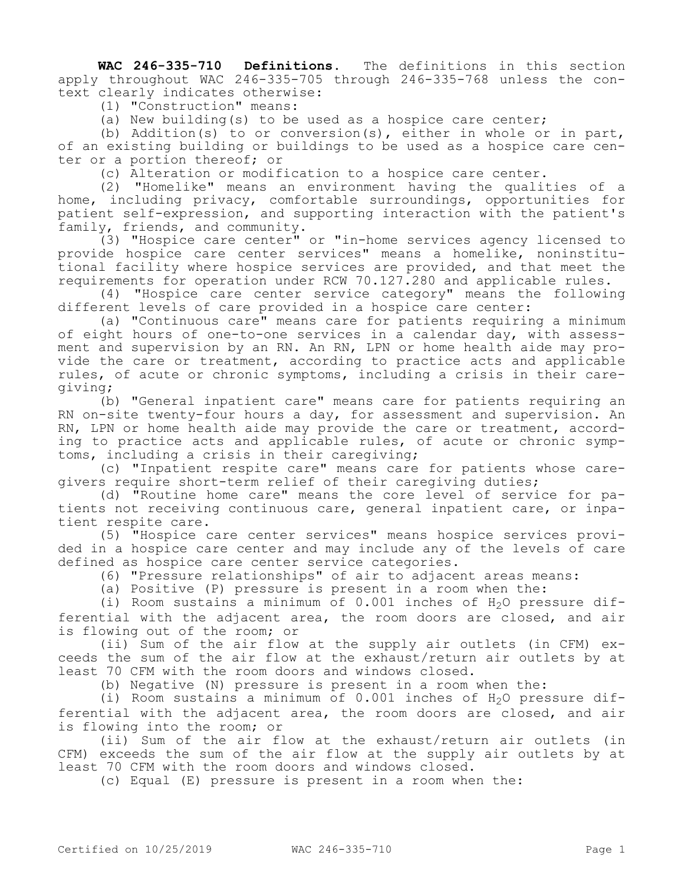**WAC 246-335-710 Definitions.** The definitions in this section apply throughout WAC 246-335-705 through 246-335-768 unless the context clearly indicates otherwise:

(1) "Construction" means:

(a) New building(s) to be used as a hospice care center;

(b) Addition(s) to or conversion(s), either in whole or in part, of an existing building or buildings to be used as a hospice care center or a portion thereof; or

(c) Alteration or modification to a hospice care center.

(2) "Homelike" means an environment having the qualities of a home, including privacy, comfortable surroundings, opportunities for patient self-expression, and supporting interaction with the patient's family, friends, and community.

(3) "Hospice care center" or "in-home services agency licensed to provide hospice care center services" means a homelike, noninstitutional facility where hospice services are provided, and that meet the requirements for operation under RCW 70.127.280 and applicable rules.

(4) "Hospice care center service category" means the following different levels of care provided in a hospice care center:

(a) "Continuous care" means care for patients requiring a minimum of eight hours of one-to-one services in a calendar day, with assessment and supervision by an RN. An RN, LPN or home health aide may provide the care or treatment, according to practice acts and applicable rules, of acute or chronic symptoms, including a crisis in their caregiving;

(b) "General inpatient care" means care for patients requiring an RN on-site twenty-four hours a day, for assessment and supervision. An RN, LPN or home health aide may provide the care or treatment, according to practice acts and applicable rules, of acute or chronic symptoms, including a crisis in their caregiving;

(c) "Inpatient respite care" means care for patients whose caregivers require short-term relief of their caregiving duties;

(d) "Routine home care" means the core level of service for patients not receiving continuous care, general inpatient care, or inpatient respite care.

(5) "Hospice care center services" means hospice services provided in a hospice care center and may include any of the levels of care defined as hospice care center service categories.

(6) "Pressure relationships" of air to adjacent areas means:

(a) Positive (P) pressure is present in a room when the:

(i) Room sustains a minimum of 0.001 inches of $H_2O$ pressure differential with the adjacent area, the room doors are closed, and air is flowing out of the room; or

(ii) Sum of the air flow at the supply air outlets (in CFM) exceeds the sum of the air flow at the exhaust/return air outlets by at least 70 CFM with the room doors and windows closed.

(b) Negative (N) pressure is present in a room when the:

(i) Room sustains a minimum of 0.001 inches of $H_2O$ pressure differential with the adjacent area, the room doors are closed, and air is flowing into the room; or

(ii) Sum of the air flow at the exhaust/return air outlets (in CFM) exceeds the sum of the air flow at the supply air outlets by at least 70 CFM with the room doors and windows closed.

(c) Equal (E) pressure is present in a room when the: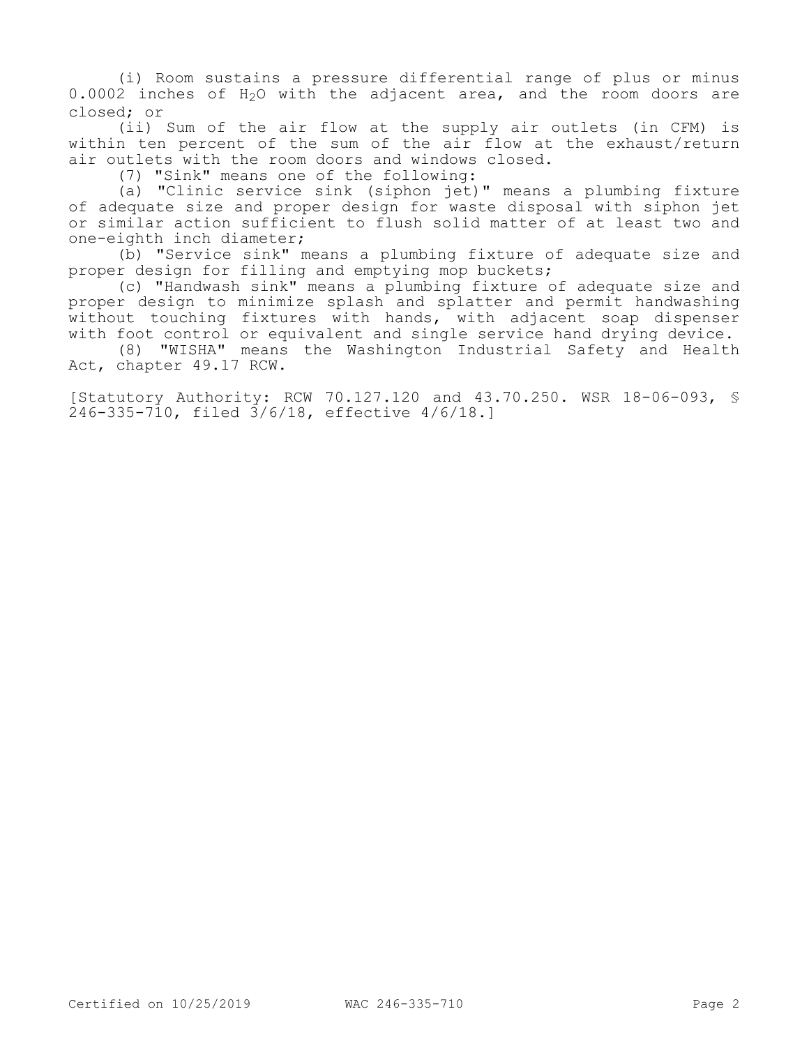(i) Room sustains a pressure differential range of plus or minus 0.0002 inches of $H_2O$ with the adjacent area, and the room doors are closed; or

(ii) Sum of the air flow at the supply air outlets (in CFM) is within ten percent of the sum of the air flow at the exhaust/return air outlets with the room doors and windows closed.

(7) "Sink" means one of the following:

(a) "Clinic service sink (siphon jet)" means a plumbing fixture of adequate size and proper design for waste disposal with siphon jet or similar action sufficient to flush solid matter of at least two and one-eighth inch diameter;

(b) "Service sink" means a plumbing fixture of adequate size and proper design for filling and emptying mop buckets;

(c) "Handwash sink" means a plumbing fixture of adequate size and proper design to minimize splash and splatter and permit handwashing without touching fixtures with hands, with adjacent soap dispenser with foot control or equivalent and single service hand drying device.

(8) "WISHA" means the Washington Industrial Safety and Health Act, chapter 49.17 RCW.

[Statutory Authority: RCW 70.127.120 and 43.70.250. WSR 18-06-093, § 246-335-710, filed 3/6/18, effective 4/6/18.]